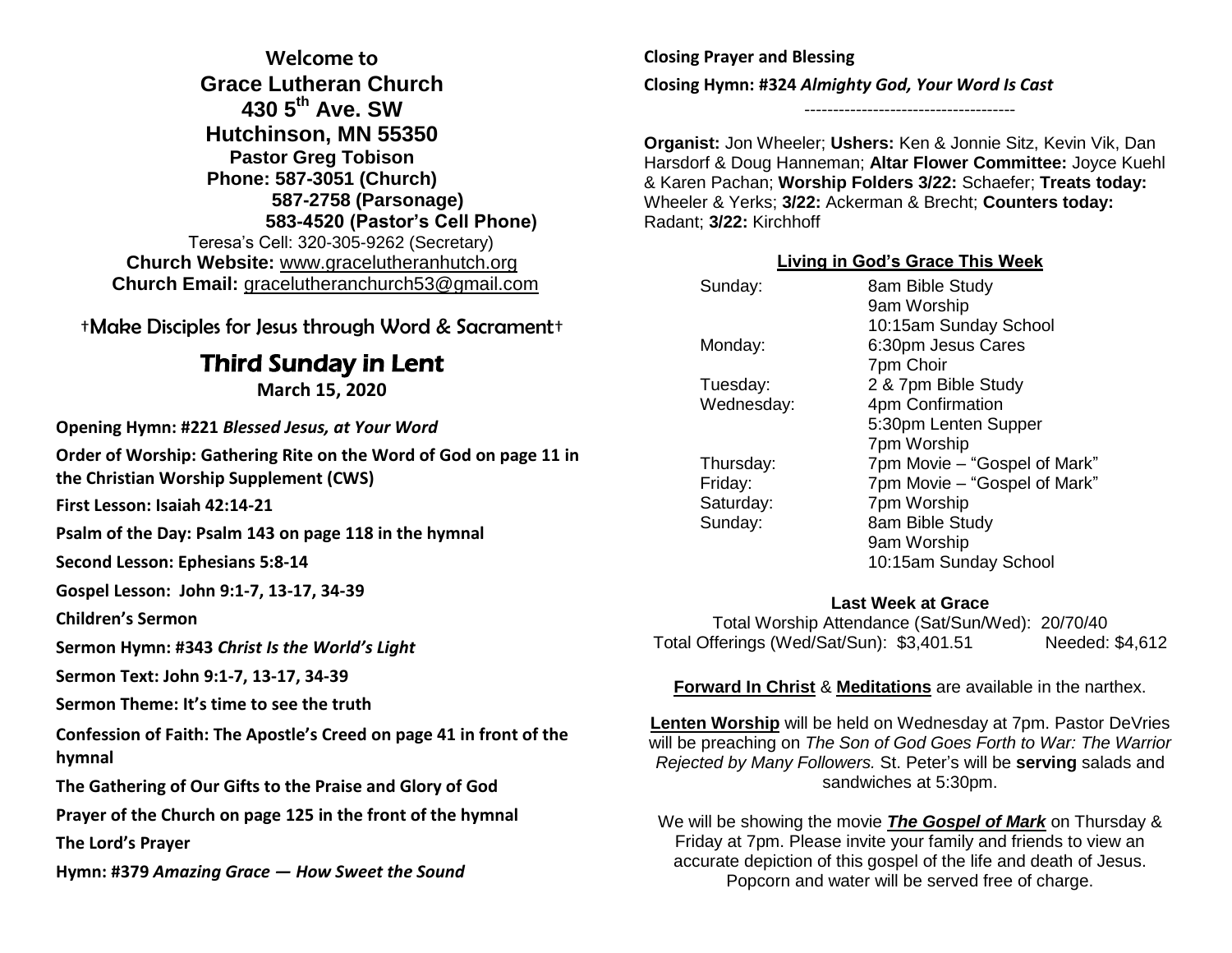**Welcome to**
**Grace Lutheran Church**
**430 5th Ave. SW**
**Hutchinson, MN 55350**
**Pastor Greg Tobison**
**Phone: 587-3051 (Church)**
**587-2758 (Parsonage)**
**583-4520 (Pastor's Cell Phone)**
Teresa's Cell: 320-305-9262 (Secretary)
**Church Website:** www.gracelutheranhutch.org
**Church Email:** gracelutheranchurch53@gmail.com

†Make Disciples for Jesus through Word & Sacrament†

# Third Sunday in Lent

**March 15, 2020**

**Opening Hymn: #221** ***Blessed Jesus, at Your Word***

**Order of Worship: Gathering Rite on the Word of God on page 11 in the Christian Worship Supplement (CWS)**

**First Lesson: Isaiah 42:14-21**

**Psalm of the Day: Psalm 143 on page 118 in the hymnal**

**Second Lesson: Ephesians 5:8-14**

**Gospel Lesson: John 9:1-7, 13-17, 34-39**

**Children's Sermon**

**Sermon Hymn: #343** ***Christ Is the World's Light***

**Sermon Text: John 9:1-7, 13-17, 34-39**

**Sermon Theme: It's time to see the truth**

**Confession of Faith: The Apostle's Creed on page 41 in front of the hymnal**

**The Gathering of Our Gifts to the Praise and Glory of God**

**Prayer of the Church on page 125 in the front of the hymnal**

**The Lord's Prayer**

**Hymn: #379** ***Amazing Grace — How Sweet the Sound***

**Closing Prayer and Blessing**

**Closing Hymn: #324** ***Almighty God, Your Word Is Cast***

-------------------------------------

**Organist:** Jon Wheeler; **Ushers:** Ken & Jonnie Sitz, Kevin Vik, Dan Harsdorf & Doug Hanneman; **Altar Flower Committee:** Joyce Kuehl & Karen Pachan; **Worship Folders 3/22:** Schaefer; **Treats today:** Wheeler & Yerks; **3/22:** Ackerman & Brecht; **Counters today:** Radant; **3/22:** Kirchhoff

**Living in God's Grace This Week**

| | |
|---|---|
| Sunday: | 8am Bible Study |
| | 9am Worship |
| | 10:15am Sunday School |
| Monday: | 6:30pm Jesus Cares |
| | 7pm Choir |
| Tuesday: | 2 & 7pm Bible Study |
| Wednesday: | 4pm Confirmation |
| | 5:30pm Lenten Supper |
| | 7pm Worship |
| Thursday: | 7pm Movie – "Gospel of Mark" |
| Friday: | 7pm Movie – "Gospel of Mark" |
| Saturday: | 7pm Worship |
| Sunday: | 8am Bible Study |
| | 9am Worship |
| | 10:15am Sunday School |

**Last Week at Grace**

Total Worship Attendance (Sat/Sun/Wed): 20/70/40
Total Offerings (Wed/Sat/Sun): $3,401.51 Needed: $4,612

**Forward In Christ** & **Meditations** are available in the narthex.

**Lenten Worship** will be held on Wednesday at 7pm. Pastor DeVries will be preaching on *The Son of God Goes Forth to War: The Warrior Rejected by Many Followers.* St. Peter's will be **serving** salads and sandwiches at 5:30pm.

We will be showing the movie ***The Gospel of Mark*** on Thursday & Friday at 7pm. Please invite your family and friends to view an accurate depiction of this gospel of the life and death of Jesus. Popcorn and water will be served free of charge.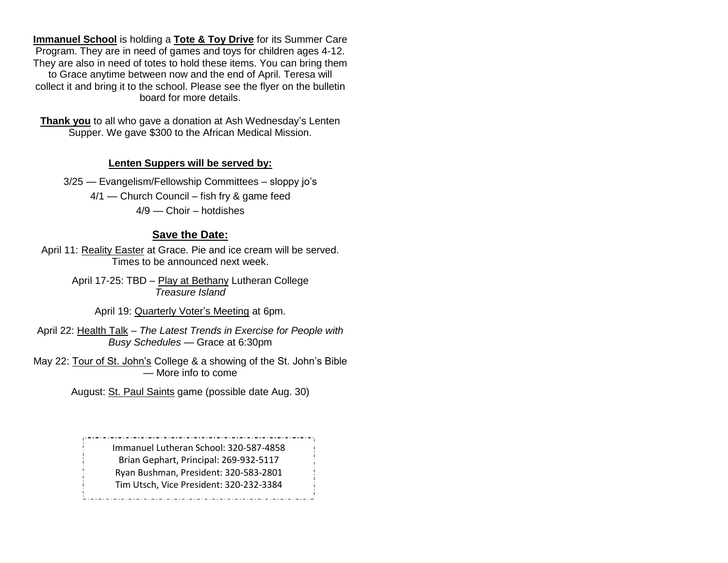**Immanuel School** is holding a **Tote & Toy Drive** for its Summer Care Program. They are in need of games and toys for children ages 4-12. They are also in need of totes to hold these items. You can bring them to Grace anytime between now and the end of April. Teresa will collect it and bring it to the school. Please see the flyer on the bulletin board for more details.

**Thank you** to all who gave a donation at Ash Wednesday's Lenten Supper. We gave $300 to the African Medical Mission.

**Lenten Suppers will be served by:**

3/25 — Evangelism/Fellowship Committees – sloppy jo's

4/1 — Church Council – fish fry & game feed

4/9 — Choir – hotdishes

## Save the Date:

April 11: Reality Easter at Grace. Pie and ice cream will be served. Times to be announced next week.

April 17-25: TBD – Play at Bethany Lutheran College *Treasure Island*

April 19: Quarterly Voter's Meeting at 6pm.

April 22: Health Talk – *The Latest Trends in Exercise for People with Busy Schedules* — Grace at 6:30pm

May 22: Tour of St. John's College & a showing of the St. John's Bible — More info to come

August: St. Paul Saints game (possible date Aug. 30)

Immanuel Lutheran School: 320-587-4858
Brian Gephart, Principal: 269-932-5117
Ryan Bushman, President: 320-583-2801
Tim Utsch, Vice President: 320-232-3384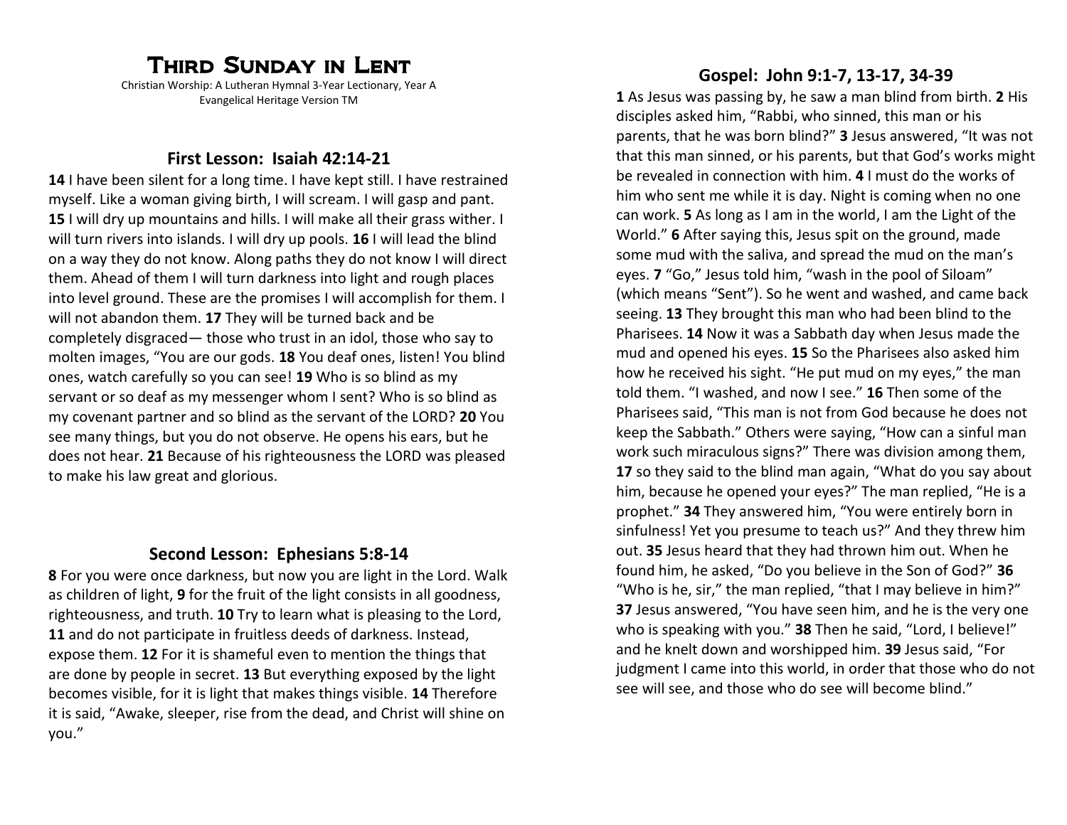# Third Sunday in Lent

Christian Worship: A Lutheran Hymnal 3-Year Lectionary, Year A
Evangelical Heritage Version TM

## First Lesson: Isaiah 42:14-21

**14** I have been silent for a long time. I have kept still. I have restrained myself. Like a woman giving birth, I will scream. I will gasp and pant. **15** I will dry up mountains and hills. I will make all their grass wither. I will turn rivers into islands. I will dry up pools. **16** I will lead the blind on a way they do not know. Along paths they do not know I will direct them. Ahead of them I will turn darkness into light and rough places into level ground. These are the promises I will accomplish for them. I will not abandon them. **17** They will be turned back and be completely disgraced— those who trust in an idol, those who say to molten images, "You are our gods. **18** You deaf ones, listen! You blind ones, watch carefully so you can see! **19** Who is so blind as my servant or so deaf as my messenger whom I sent? Who is so blind as my covenant partner and so blind as the servant of the LORD? **20** You see many things, but you do not observe. He opens his ears, but he does not hear. **21** Because of his righteousness the LORD was pleased to make his law great and glorious.

## Second Lesson: Ephesians 5:8-14

**8** For you were once darkness, but now you are light in the Lord. Walk as children of light, **9** for the fruit of the light consists in all goodness, righteousness, and truth. **10** Try to learn what is pleasing to the Lord, **11** and do not participate in fruitless deeds of darkness. Instead, expose them. **12** For it is shameful even to mention the things that are done by people in secret. **13** But everything exposed by the light becomes visible, for it is light that makes things visible. **14** Therefore it is said, "Awake, sleeper, rise from the dead, and Christ will shine on you."

## Gospel: John 9:1-7, 13-17, 34-39

**1** As Jesus was passing by, he saw a man blind from birth. **2** His disciples asked him, "Rabbi, who sinned, this man or his parents, that he was born blind?" **3** Jesus answered, "It was not that this man sinned, or his parents, but that God's works might be revealed in connection with him. **4** I must do the works of him who sent me while it is day. Night is coming when no one can work. **5** As long as I am in the world, I am the Light of the World." **6** After saying this, Jesus spit on the ground, made some mud with the saliva, and spread the mud on the man's eyes. **7** "Go," Jesus told him, "wash in the pool of Siloam" (which means "Sent"). So he went and washed, and came back seeing. **13** They brought this man who had been blind to the Pharisees. **14** Now it was a Sabbath day when Jesus made the mud and opened his eyes. **15** So the Pharisees also asked him how he received his sight. "He put mud on my eyes," the man told them. "I washed, and now I see." **16** Then some of the Pharisees said, "This man is not from God because he does not keep the Sabbath." Others were saying, "How can a sinful man work such miraculous signs?" There was division among them, **17** so they said to the blind man again, "What do you say about him, because he opened your eyes?" The man replied, "He is a prophet." **34** They answered him, "You were entirely born in sinfulness! Yet you presume to teach us?" And they threw him out. **35** Jesus heard that they had thrown him out. When he found him, he asked, "Do you believe in the Son of God?" **36** "Who is he, sir," the man replied, "that I may believe in him?" **37** Jesus answered, "You have seen him, and he is the very one who is speaking with you." **38** Then he said, "Lord, I believe!" and he knelt down and worshipped him. **39** Jesus said, "For judgment I came into this world, in order that those who do not see will see, and those who do see will become blind."